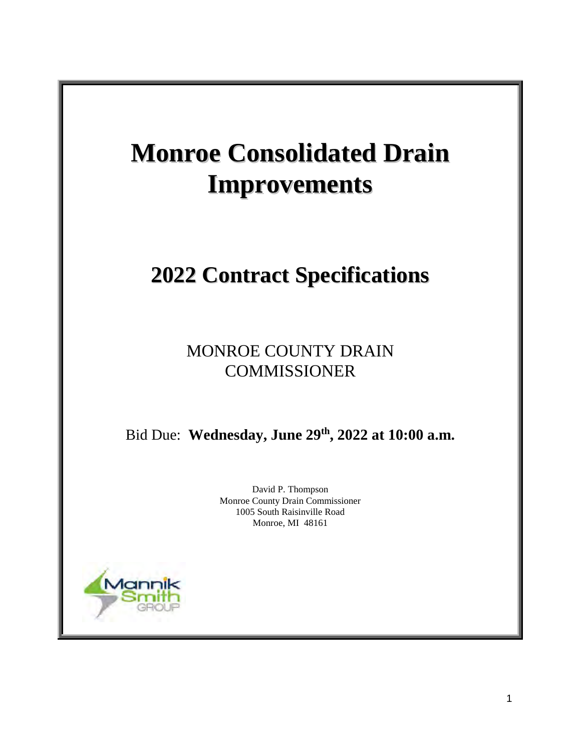# Monroe Consolidated Drain Improvements

## 2022 Contract Specifications

MONROE COUNTY DRAIN COMMISSIONER

Bid Due: **Wednesday, June 29th, 2022 at 10:00 a.m.**

David P. Thompson
Monroe County Drain Commissioner
1005 South Raisinville Road
Monroe, MI 48161

Mannik Smith GROUP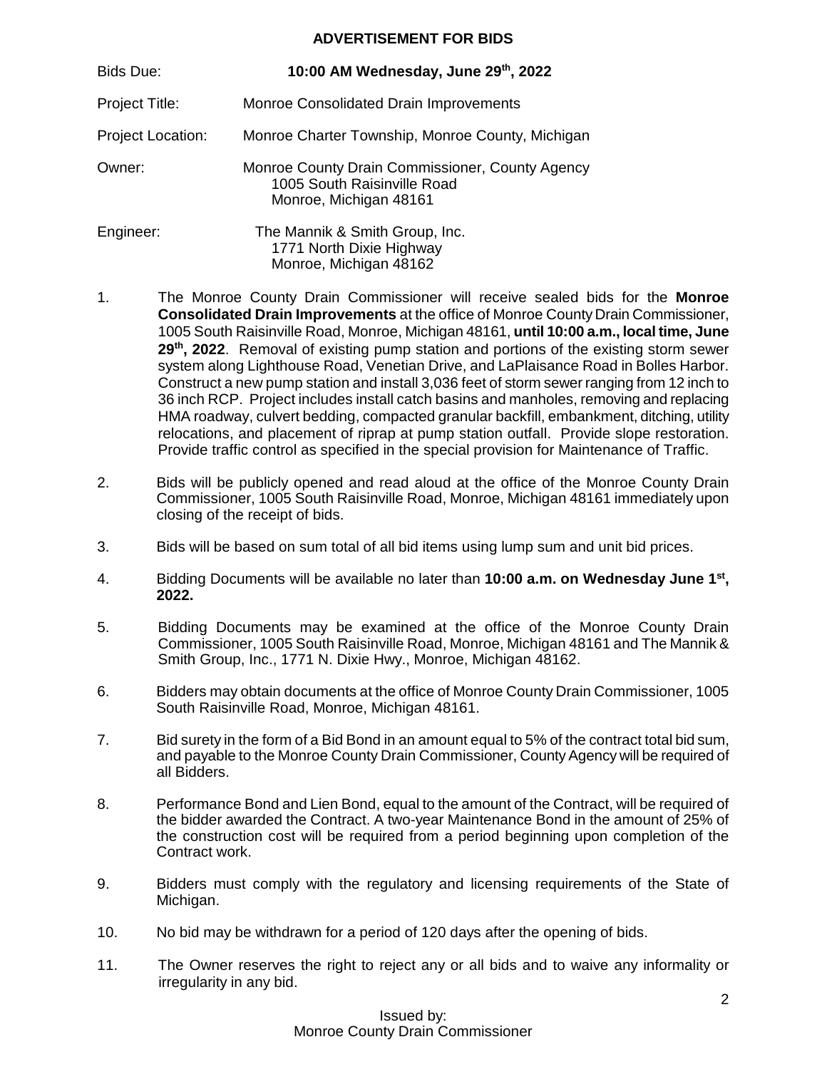# ADVERTISEMENT FOR BIDS

| | |
|---|---|
| Bids Due: | **10:00 AM Wednesday, June 29th, 2022** |
| Project Title: | Monroe Consolidated Drain Improvements |
| Project Location: | Monroe Charter Township, Monroe County, Michigan |
| Owner: | Monroe County Drain Commissioner, County Agency<br>1005 South Raisinville Road<br>Monroe, Michigan 48161 |
| Engineer: | The Mannik & Smith Group, Inc.<br>1771 North Dixie Highway<br>Monroe, Michigan 48162 |

1. The Monroe County Drain Commissioner will receive sealed bids for the **Monroe Consolidated Drain Improvements** at the office of Monroe County Drain Commissioner, 1005 South Raisinville Road, Monroe, Michigan 48161, **until 10:00 a.m., local time, June 29th, 2022**. Removal of existing pump station and portions of the existing storm sewer system along Lighthouse Road, Venetian Drive, and LaPlaisance Road in Bolles Harbor. Construct a new pump station and install 3,036 feet of storm sewer ranging from 12 inch to 36 inch RCP. Project includes install catch basins and manholes, removing and replacing HMA roadway, culvert bedding, compacted granular backfill, embankment, ditching, utility relocations, and placement of riprap at pump station outfall. Provide slope restoration. Provide traffic control as specified in the special provision for Maintenance of Traffic.

2. Bids will be publicly opened and read aloud at the office of the Monroe County Drain Commissioner, 1005 South Raisinville Road, Monroe, Michigan 48161 immediately upon closing of the receipt of bids.

3. Bids will be based on sum total of all bid items using lump sum and unit bid prices.

4. Bidding Documents will be available no later than **10:00 a.m. on Wednesday June 1st, 2022.**

5. Bidding Documents may be examined at the office of the Monroe County Drain Commissioner, 1005 South Raisinville Road, Monroe, Michigan 48161 and The Mannik & Smith Group, Inc., 1771 N. Dixie Hwy., Monroe, Michigan 48162.

6. Bidders may obtain documents at the office of Monroe County Drain Commissioner, 1005 South Raisinville Road, Monroe, Michigan 48161.

7. Bid surety in the form of a Bid Bond in an amount equal to 5% of the contract total bid sum, and payable to the Monroe County Drain Commissioner, County Agency will be required of all Bidders.

8. Performance Bond and Lien Bond, equal to the amount of the Contract, will be required of the bidder awarded the Contract. A two-year Maintenance Bond in the amount of 25% of the construction cost will be required from a period beginning upon completion of the Contract work.

9. Bidders must comply with the regulatory and licensing requirements of the State of Michigan.

10. No bid may be withdrawn for a period of 120 days after the opening of bids.

11. The Owner reserves the right to reject any or all bids and to waive any informality or irregularity in any bid.

Issued by:
Monroe County Drain Commissioner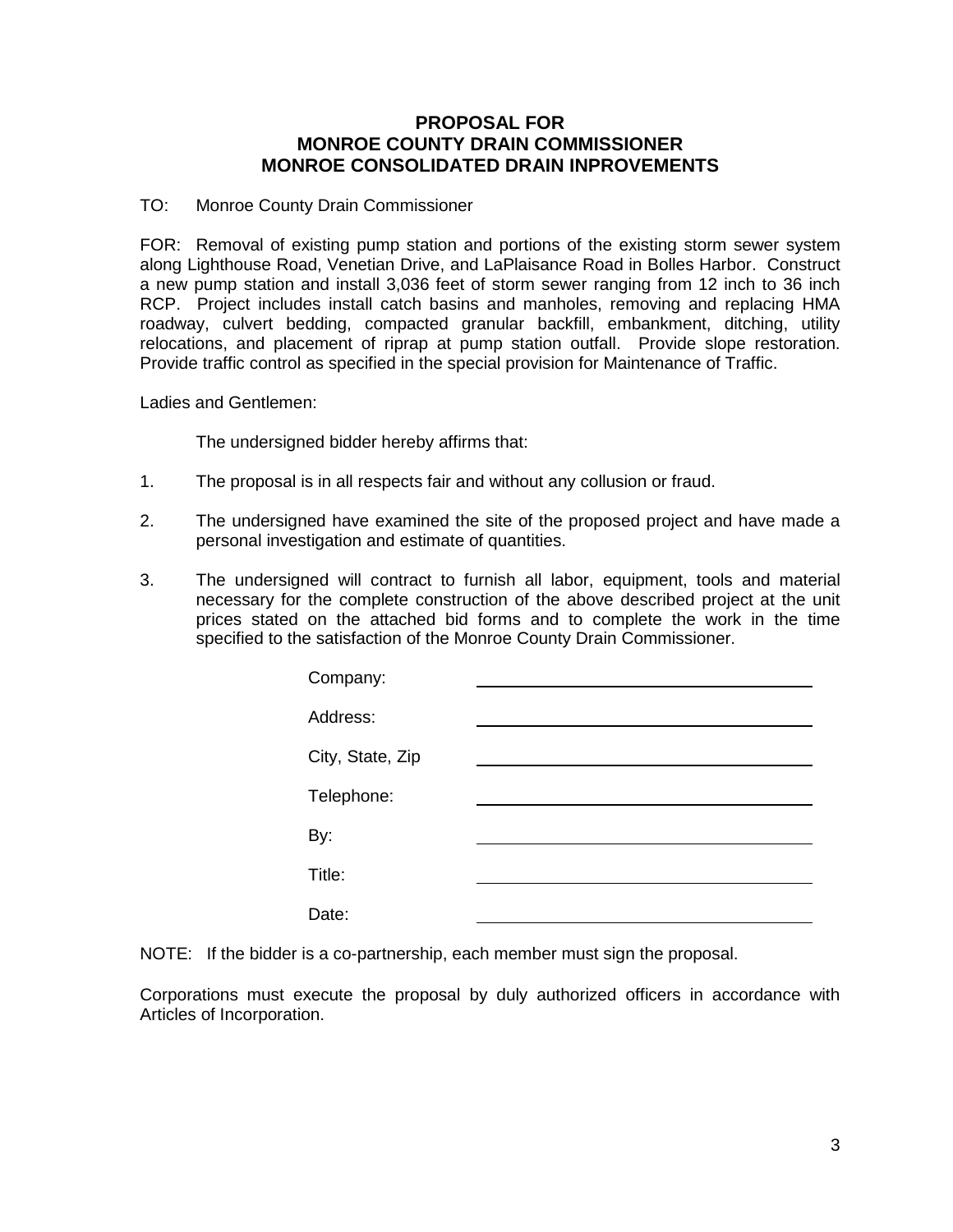# PROPOSAL FOR
# MONROE COUNTY DRAIN COMMISSIONER
# MONROE CONSOLIDATED DRAIN INPROVEMENTS

TO: Monroe County Drain Commissioner

FOR: Removal of existing pump station and portions of the existing storm sewer system along Lighthouse Road, Venetian Drive, and LaPlaisance Road in Bolles Harbor. Construct a new pump station and install 3,036 feet of storm sewer ranging from 12 inch to 36 inch RCP. Project includes install catch basins and manholes, removing and replacing HMA roadway, culvert bedding, compacted granular backfill, embankment, ditching, utility relocations, and placement of riprap at pump station outfall. Provide slope restoration. Provide traffic control as specified in the special provision for Maintenance of Traffic.

Ladies and Gentlemen:

The undersigned bidder hereby affirms that:

1. The proposal is in all respects fair and without any collusion or fraud.

2. The undersigned have examined the site of the proposed project and have made a personal investigation and estimate of quantities.

3. The undersigned will contract to furnish all labor, equipment, tools and material necessary for the complete construction of the above described project at the unit prices stated on the attached bid forms and to complete the work in the time specified to the satisfaction of the Monroe County Drain Commissioner.

Company: ______________________________

Address: ______________________________

City, State, Zip ______________________________

Telephone: ______________________________

By: ______________________________

Title: ______________________________

Date: ______________________________

NOTE: If the bidder is a co-partnership, each member must sign the proposal.

Corporations must execute the proposal by duly authorized officers in accordance with Articles of Incorporation.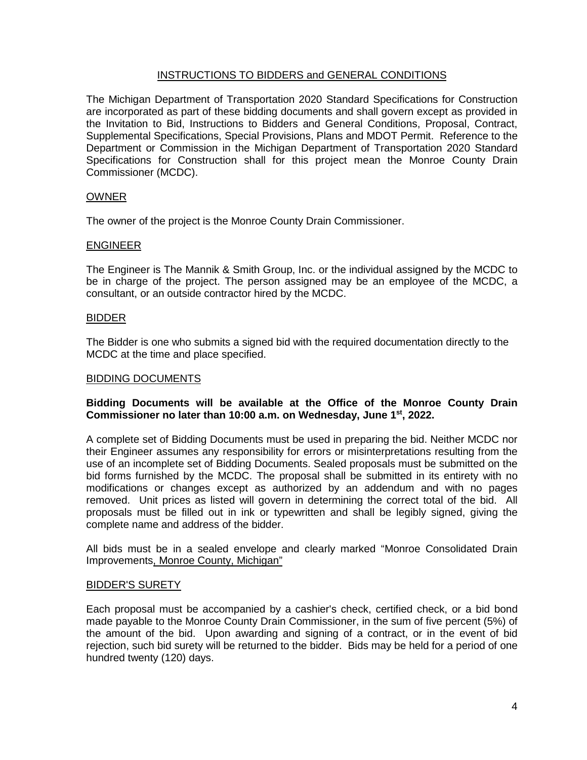## INSTRUCTIONS TO BIDDERS and GENERAL CONDITIONS

The Michigan Department of Transportation 2020 Standard Specifications for Construction are incorporated as part of these bidding documents and shall govern except as provided in the Invitation to Bid, Instructions to Bidders and General Conditions, Proposal, Contract, Supplemental Specifications, Special Provisions, Plans and MDOT Permit. Reference to the Department or Commission in the Michigan Department of Transportation 2020 Standard Specifications for Construction shall for this project mean the Monroe County Drain Commissioner (MCDC).

### OWNER

The owner of the project is the Monroe County Drain Commissioner.

### ENGINEER

The Engineer is The Mannik & Smith Group, Inc. or the individual assigned by the MCDC to be in charge of the project. The person assigned may be an employee of the MCDC, a consultant, or an outside contractor hired by the MCDC.

### BIDDER

The Bidder is one who submits a signed bid with the required documentation directly to the MCDC at the time and place specified.

### BIDDING DOCUMENTS

**Bidding Documents will be available at the Office of the Monroe County Drain Commissioner no later than 10:00 a.m. on Wednesday, June 1st, 2022.**

A complete set of Bidding Documents must be used in preparing the bid. Neither MCDC nor their Engineer assumes any responsibility for errors or misinterpretations resulting from the use of an incomplete set of Bidding Documents. Sealed proposals must be submitted on the bid forms furnished by the MCDC. The proposal shall be submitted in its entirety with no modifications or changes except as authorized by an addendum and with no pages removed. Unit prices as listed will govern in determining the correct total of the bid. All proposals must be filled out in ink or typewritten and shall be legibly signed, giving the complete name and address of the bidder.

All bids must be in a sealed envelope and clearly marked "Monroe Consolidated Drain Improvements, Monroe County, Michigan"

### BIDDER'S SURETY

Each proposal must be accompanied by a cashier's check, certified check, or a bid bond made payable to the Monroe County Drain Commissioner, in the sum of five percent (5%) of the amount of the bid. Upon awarding and signing of a contract, or in the event of bid rejection, such bid surety will be returned to the bidder. Bids may be held for a period of one hundred twenty (120) days.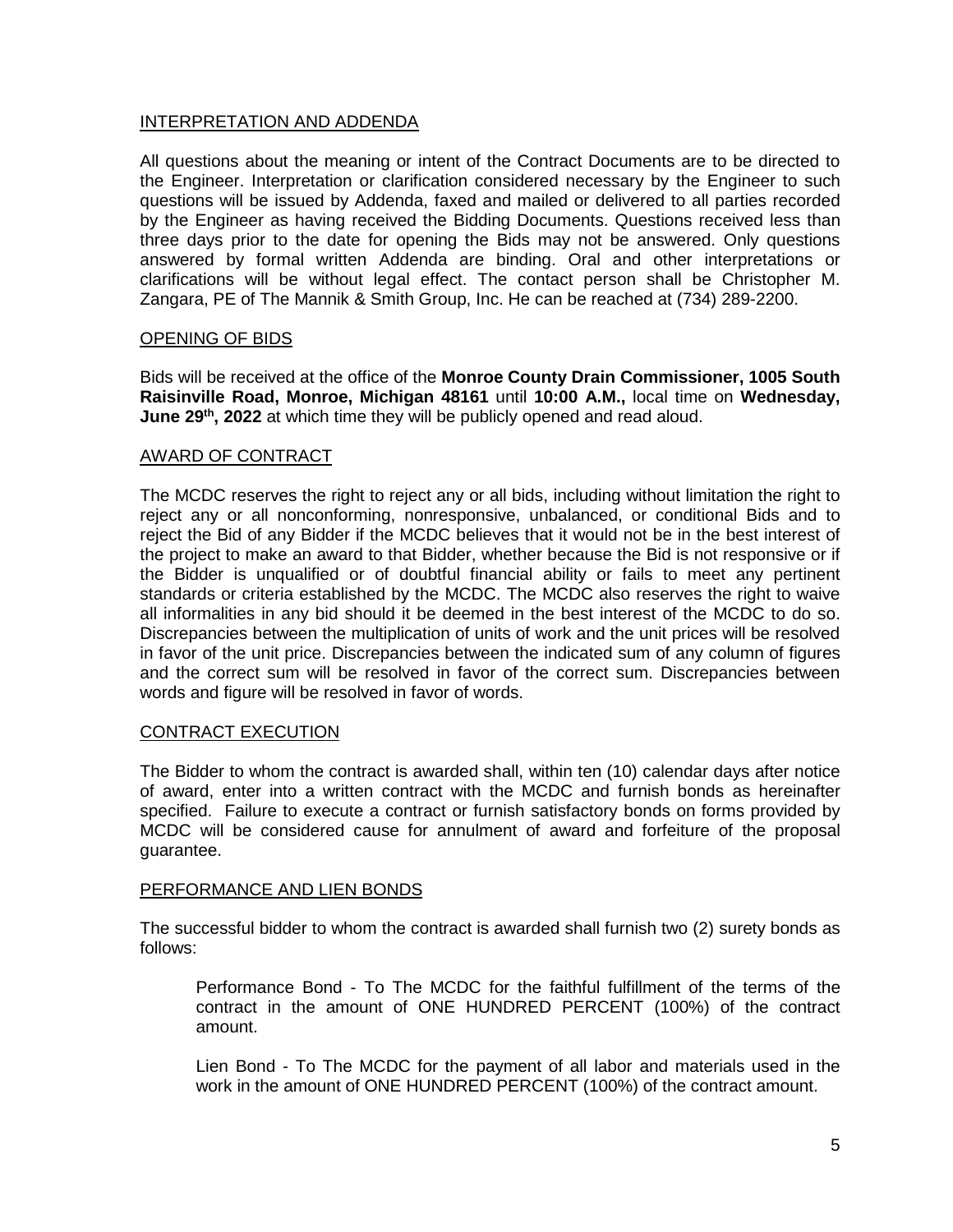## INTERPRETATION AND ADDENDA

All questions about the meaning or intent of the Contract Documents are to be directed to the Engineer. Interpretation or clarification considered necessary by the Engineer to such questions will be issued by Addenda, faxed and mailed or delivered to all parties recorded by the Engineer as having received the Bidding Documents. Questions received less than three days prior to the date for opening the Bids may not be answered. Only questions answered by formal written Addenda are binding. Oral and other interpretations or clarifications will be without legal effect. The contact person shall be Christopher M. Zangara, PE of The Mannik & Smith Group, Inc. He can be reached at (734) 289-2200.

## OPENING OF BIDS

Bids will be received at the office of the **Monroe County Drain Commissioner, 1005 South Raisinville Road, Monroe, Michigan 48161** until **10:00 A.M.,** local time on **Wednesday, June 29th, 2022** at which time they will be publicly opened and read aloud.

## AWARD OF CONTRACT

The MCDC reserves the right to reject any or all bids, including without limitation the right to reject any or all nonconforming, nonresponsive, unbalanced, or conditional Bids and to reject the Bid of any Bidder if the MCDC believes that it would not be in the best interest of the project to make an award to that Bidder, whether because the Bid is not responsive or if the Bidder is unqualified or of doubtful financial ability or fails to meet any pertinent standards or criteria established by the MCDC. The MCDC also reserves the right to waive all informalities in any bid should it be deemed in the best interest of the MCDC to do so. Discrepancies between the multiplication of units of work and the unit prices will be resolved in favor of the unit price. Discrepancies between the indicated sum of any column of figures and the correct sum will be resolved in favor of the correct sum. Discrepancies between words and figure will be resolved in favor of words.

## CONTRACT EXECUTION

The Bidder to whom the contract is awarded shall, within ten (10) calendar days after notice of award, enter into a written contract with the MCDC and furnish bonds as hereinafter specified. Failure to execute a contract or furnish satisfactory bonds on forms provided by MCDC will be considered cause for annulment of award and forfeiture of the proposal guarantee.

## PERFORMANCE AND LIEN BONDS

The successful bidder to whom the contract is awarded shall furnish two (2) surety bonds as follows:

> Performance Bond - To The MCDC for the faithful fulfillment of the terms of the contract in the amount of ONE HUNDRED PERCENT (100%) of the contract amount.
>
> Lien Bond - To The MCDC for the payment of all labor and materials used in the work in the amount of ONE HUNDRED PERCENT (100%) of the contract amount.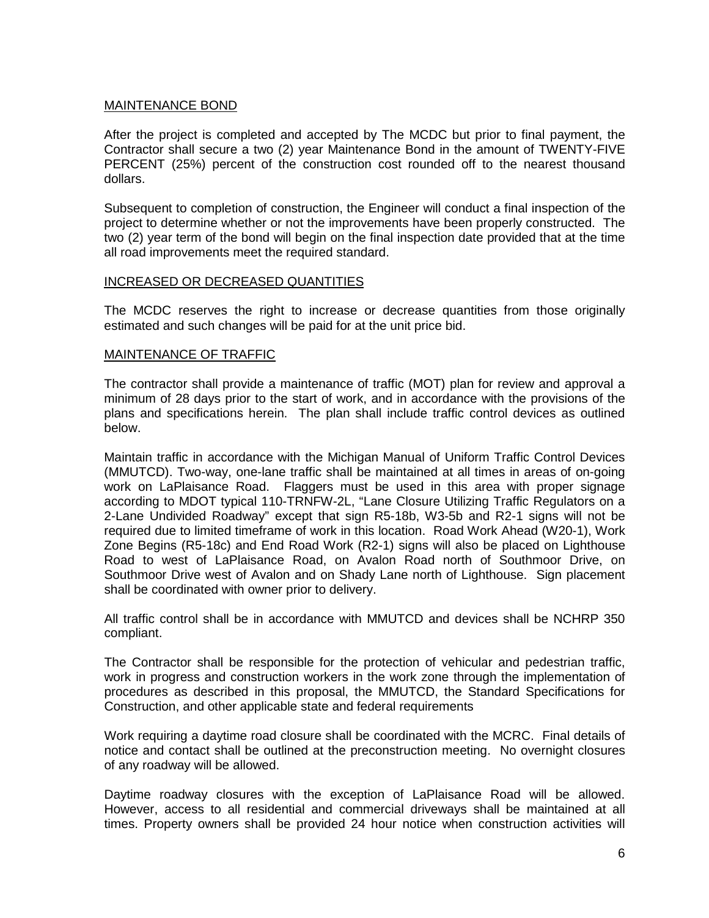## MAINTENANCE BOND

After the project is completed and accepted by The MCDC but prior to final payment, the Contractor shall secure a two (2) year Maintenance Bond in the amount of TWENTY-FIVE PERCENT (25%) percent of the construction cost rounded off to the nearest thousand dollars.

Subsequent to completion of construction, the Engineer will conduct a final inspection of the project to determine whether or not the improvements have been properly constructed. The two (2) year term of the bond will begin on the final inspection date provided that at the time all road improvements meet the required standard.

## INCREASED OR DECREASED QUANTITIES

The MCDC reserves the right to increase or decrease quantities from those originally estimated and such changes will be paid for at the unit price bid.

## MAINTENANCE OF TRAFFIC

The contractor shall provide a maintenance of traffic (MOT) plan for review and approval a minimum of 28 days prior to the start of work, and in accordance with the provisions of the plans and specifications herein. The plan shall include traffic control devices as outlined below.

Maintain traffic in accordance with the Michigan Manual of Uniform Traffic Control Devices (MMUTCD). Two-way, one-lane traffic shall be maintained at all times in areas of on-going work on LaPlaisance Road. Flaggers must be used in this area with proper signage according to MDOT typical 110-TRNFW-2L, "Lane Closure Utilizing Traffic Regulators on a 2-Lane Undivided Roadway" except that sign R5-18b, W3-5b and R2-1 signs will not be required due to limited timeframe of work in this location. Road Work Ahead (W20-1), Work Zone Begins (R5-18c) and End Road Work (R2-1) signs will also be placed on Lighthouse Road to west of LaPlaisance Road, on Avalon Road north of Southmoor Drive, on Southmoor Drive west of Avalon and on Shady Lane north of Lighthouse. Sign placement shall be coordinated with owner prior to delivery.

All traffic control shall be in accordance with MMUTCD and devices shall be NCHRP 350 compliant.

The Contractor shall be responsible for the protection of vehicular and pedestrian traffic, work in progress and construction workers in the work zone through the implementation of procedures as described in this proposal, the MMUTCD, the Standard Specifications for Construction, and other applicable state and federal requirements

Work requiring a daytime road closure shall be coordinated with the MCRC. Final details of notice and contact shall be outlined at the preconstruction meeting. No overnight closures of any roadway will be allowed.

Daytime roadway closures with the exception of LaPlaisance Road will be allowed. However, access to all residential and commercial driveways shall be maintained at all times. Property owners shall be provided 24 hour notice when construction activities will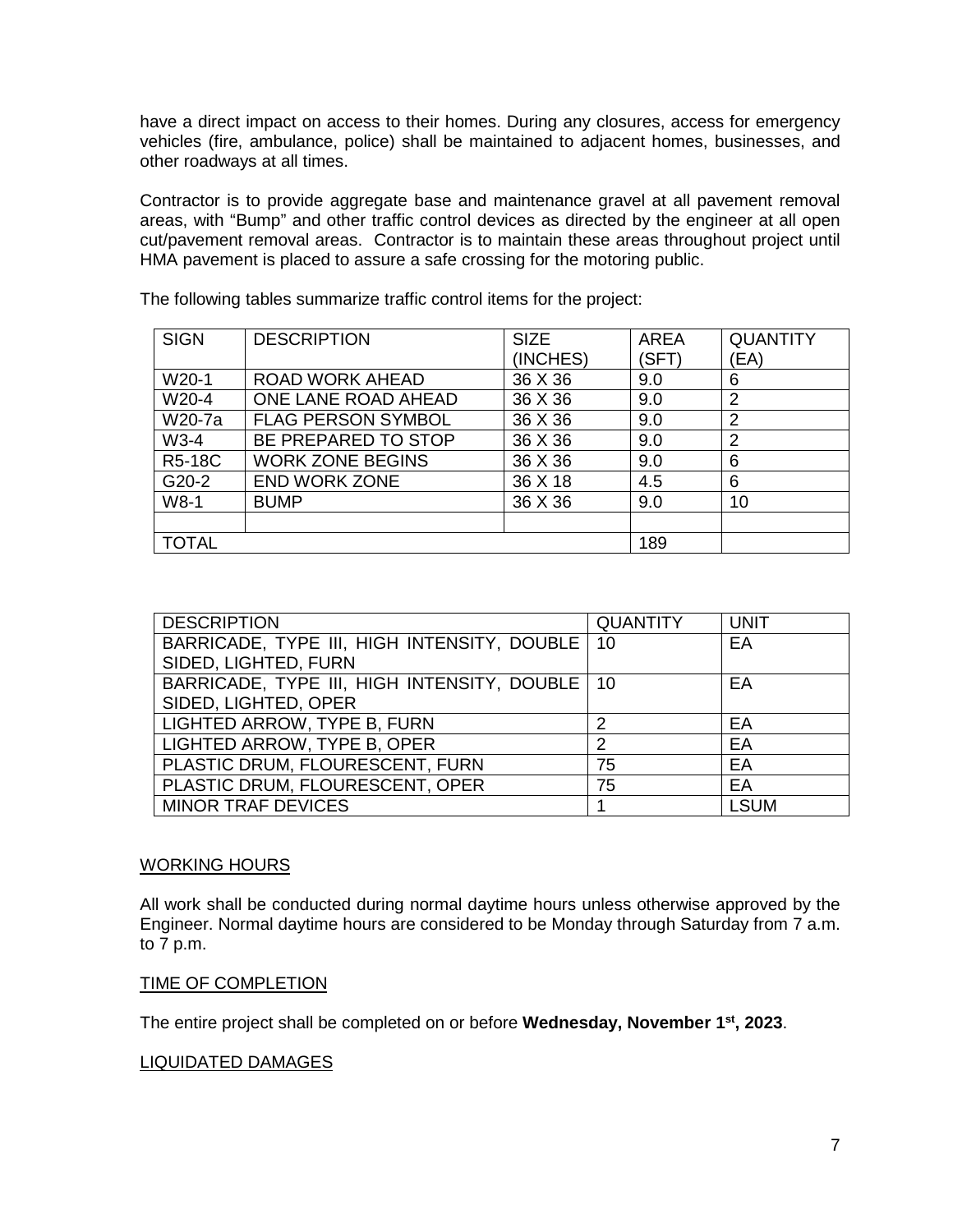have a direct impact on access to their homes. During any closures, access for emergency vehicles (fire, ambulance, police) shall be maintained to adjacent homes, businesses, and other roadways at all times.

Contractor is to provide aggregate base and maintenance gravel at all pavement removal areas, with "Bump" and other traffic control devices as directed by the engineer at all open cut/pavement removal areas. Contractor is to maintain these areas throughout project until HMA pavement is placed to assure a safe crossing for the motoring public.

The following tables summarize traffic control items for the project:

| SIGN | DESCRIPTION | SIZE (INCHES) | AREA (SFT) | QUANTITY (EA) |
|---|---|---|---|---|
| W20-1 | ROAD WORK AHEAD | 36 X 36 | 9.0 | 6 |
| W20-4 | ONE LANE ROAD AHEAD | 36 X 36 | 9.0 | 2 |
| W20-7a | FLAG PERSON SYMBOL | 36 X 36 | 9.0 | 2 |
| W3-4 | BE PREPARED TO STOP | 36 X 36 | 9.0 | 2 |
| R5-18C | WORK ZONE BEGINS | 36 X 36 | 9.0 | 6 |
| G20-2 | END WORK ZONE | 36 X 18 | 4.5 | 6 |
| W8-1 | BUMP | 36 X 36 | 9.0 | 10 |
| | | | | |
| TOTAL | | | 189 | |

| DESCRIPTION | QUANTITY | UNIT |
|---|---|---|
| BARRICADE, TYPE III, HIGH INTENSITY, DOUBLE SIDED, LIGHTED, FURN | 10 | EA |
| BARRICADE, TYPE III, HIGH INTENSITY, DOUBLE SIDED, LIGHTED, OPER | 10 | EA |
| LIGHTED ARROW, TYPE B, FURN | 2 | EA |
| LIGHTED ARROW, TYPE B, OPER | 2 | EA |
| PLASTIC DRUM, FLOURESCENT, FURN | 75 | EA |
| PLASTIC DRUM, FLOURESCENT, OPER | 75 | EA |
| MINOR TRAF DEVICES | 1 | LSUM |

## WORKING HOURS

All work shall be conducted during normal daytime hours unless otherwise approved by the Engineer. Normal daytime hours are considered to be Monday through Saturday from 7 a.m. to 7 p.m.

## TIME OF COMPLETION

The entire project shall be completed on or before **Wednesday, November 1st, 2023**.

## LIQUIDATED DAMAGES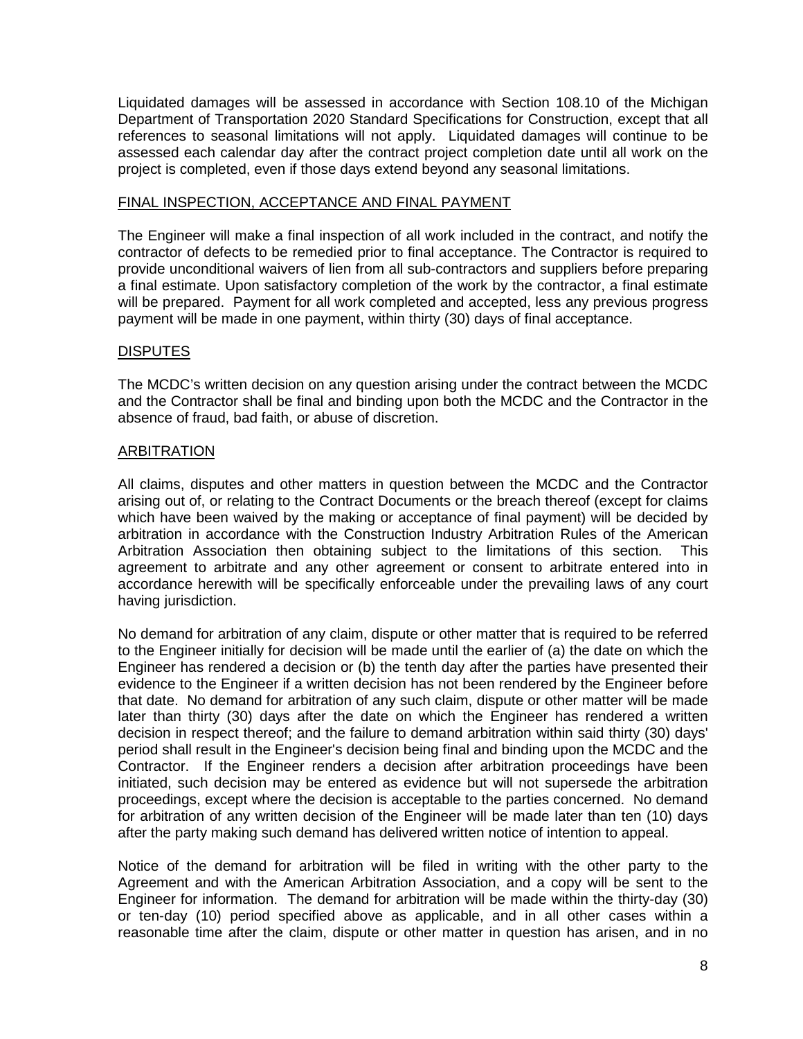Liquidated damages will be assessed in accordance with Section 108.10 of the Michigan Department of Transportation 2020 Standard Specifications for Construction, except that all references to seasonal limitations will not apply. Liquidated damages will continue to be assessed each calendar day after the contract project completion date until all work on the project is completed, even if those days extend beyond any seasonal limitations.

## FINAL INSPECTION, ACCEPTANCE AND FINAL PAYMENT

The Engineer will make a final inspection of all work included in the contract, and notify the contractor of defects to be remedied prior to final acceptance. The Contractor is required to provide unconditional waivers of lien from all sub-contractors and suppliers before preparing a final estimate. Upon satisfactory completion of the work by the contractor, a final estimate will be prepared. Payment for all work completed and accepted, less any previous progress payment will be made in one payment, within thirty (30) days of final acceptance.

## DISPUTES

The MCDC's written decision on any question arising under the contract between the MCDC and the Contractor shall be final and binding upon both the MCDC and the Contractor in the absence of fraud, bad faith, or abuse of discretion.

## ARBITRATION

All claims, disputes and other matters in question between the MCDC and the Contractor arising out of, or relating to the Contract Documents or the breach thereof (except for claims which have been waived by the making or acceptance of final payment) will be decided by arbitration in accordance with the Construction Industry Arbitration Rules of the American Arbitration Association then obtaining subject to the limitations of this section. This agreement to arbitrate and any other agreement or consent to arbitrate entered into in accordance herewith will be specifically enforceable under the prevailing laws of any court having jurisdiction.

No demand for arbitration of any claim, dispute or other matter that is required to be referred to the Engineer initially for decision will be made until the earlier of (a) the date on which the Engineer has rendered a decision or (b) the tenth day after the parties have presented their evidence to the Engineer if a written decision has not been rendered by the Engineer before that date. No demand for arbitration of any such claim, dispute or other matter will be made later than thirty (30) days after the date on which the Engineer has rendered a written decision in respect thereof; and the failure to demand arbitration within said thirty (30) days' period shall result in the Engineer's decision being final and binding upon the MCDC and the Contractor. If the Engineer renders a decision after arbitration proceedings have been initiated, such decision may be entered as evidence but will not supersede the arbitration proceedings, except where the decision is acceptable to the parties concerned. No demand for arbitration of any written decision of the Engineer will be made later than ten (10) days after the party making such demand has delivered written notice of intention to appeal.

Notice of the demand for arbitration will be filed in writing with the other party to the Agreement and with the American Arbitration Association, and a copy will be sent to the Engineer for information. The demand for arbitration will be made within the thirty-day (30) or ten-day (10) period specified above as applicable, and in all other cases within a reasonable time after the claim, dispute or other matter in question has arisen, and in no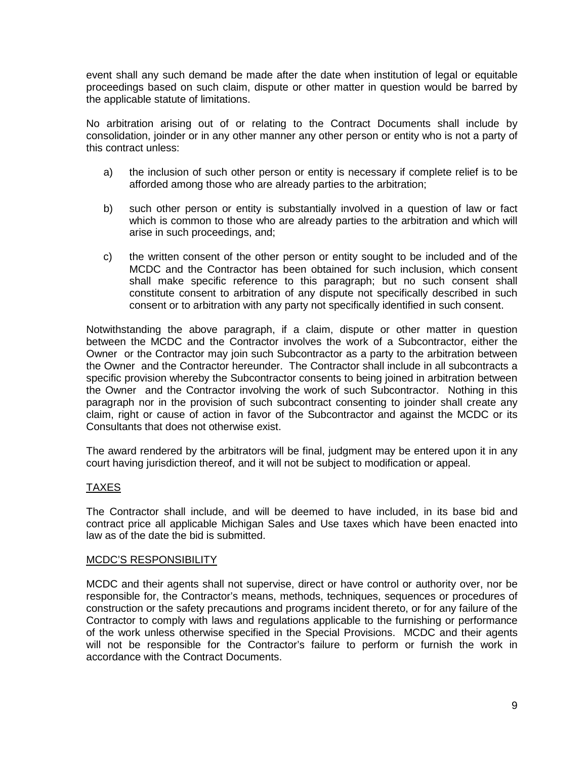event shall any such demand be made after the date when institution of legal or equitable proceedings based on such claim, dispute or other matter in question would be barred by the applicable statute of limitations.

No arbitration arising out of or relating to the Contract Documents shall include by consolidation, joinder or in any other manner any other person or entity who is not a party of this contract unless:

a) the inclusion of such other person or entity is necessary if complete relief is to be afforded among those who are already parties to the arbitration;

b) such other person or entity is substantially involved in a question of law or fact which is common to those who are already parties to the arbitration and which will arise in such proceedings, and;

c) the written consent of the other person or entity sought to be included and of the MCDC and the Contractor has been obtained for such inclusion, which consent shall make specific reference to this paragraph; but no such consent shall constitute consent to arbitration of any dispute not specifically described in such consent or to arbitration with any party not specifically identified in such consent.

Notwithstanding the above paragraph, if a claim, dispute or other matter in question between the MCDC and the Contractor involves the work of a Subcontractor, either the Owner or the Contractor may join such Subcontractor as a party to the arbitration between the Owner and the Contractor hereunder. The Contractor shall include in all subcontracts a specific provision whereby the Subcontractor consents to being joined in arbitration between the Owner and the Contractor involving the work of such Subcontractor. Nothing in this paragraph nor in the provision of such subcontract consenting to joinder shall create any claim, right or cause of action in favor of the Subcontractor and against the MCDC or its Consultants that does not otherwise exist.

The award rendered by the arbitrators will be final, judgment may be entered upon it in any court having jurisdiction thereof, and it will not be subject to modification or appeal.

## TAXES

The Contractor shall include, and will be deemed to have included, in its base bid and contract price all applicable Michigan Sales and Use taxes which have been enacted into law as of the date the bid is submitted.

## MCDC'S RESPONSIBILITY

MCDC and their agents shall not supervise, direct or have control or authority over, nor be responsible for, the Contractor's means, methods, techniques, sequences or procedures of construction or the safety precautions and programs incident thereto, or for any failure of the Contractor to comply with laws and regulations applicable to the furnishing or performance of the work unless otherwise specified in the Special Provisions. MCDC and their agents will not be responsible for the Contractor's failure to perform or furnish the work in accordance with the Contract Documents.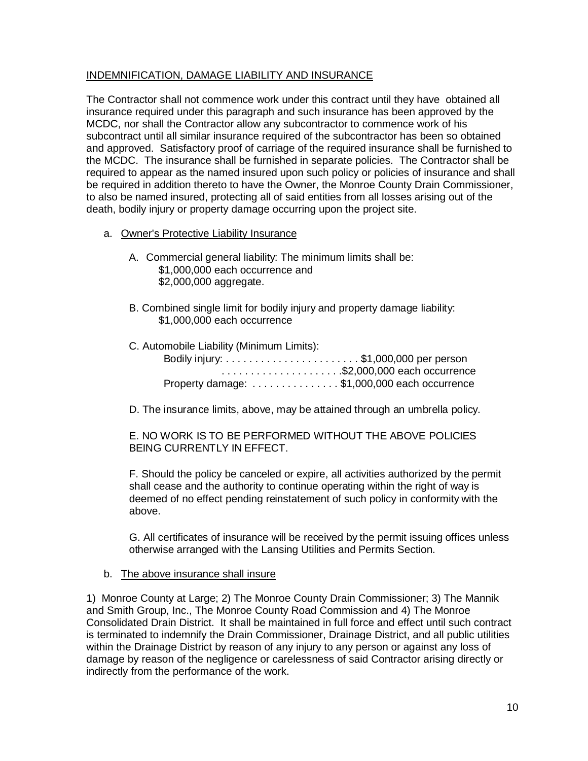INDEMNIFICATION, DAMAGE LIABILITY AND INSURANCE

The Contractor shall not commence work under this contract until they have obtained all insurance required under this paragraph and such insurance has been approved by the MCDC, nor shall the Contractor allow any subcontractor to commence work of his subcontract until all similar insurance required of the subcontractor has been so obtained and approved. Satisfactory proof of carriage of the required insurance shall be furnished to the MCDC. The insurance shall be furnished in separate policies. The Contractor shall be required to appear as the named insured upon such policy or policies of insurance and shall be required in addition thereto to have the Owner, the Monroe County Drain Commissioner, to also be named insured, protecting all of said entities from all losses arising out of the death, bodily injury or property damage occurring upon the project site.

a. Owner's Protective Liability Insurance

A. Commercial general liability: The minimum limits shall be:
$1,000,000 each occurrence and
$2,000,000 aggregate.

B. Combined single limit for bodily injury and property damage liability:
$1,000,000 each occurrence

C. Automobile Liability (Minimum Limits):
Bodily injury: . . . . . . . . . . . . . . . . . . . . . . . . $1,000,000 per person
. . . . . . . . . . . . . . . . . . . . .$2,000,000 each occurrence
Property damage: . . . . . . . . . . . . . . . $1,000,000 each occurrence

D. The insurance limits, above, may be attained through an umbrella policy.

E. NO WORK IS TO BE PERFORMED WITHOUT THE ABOVE POLICIES BEING CURRENTLY IN EFFECT.

F. Should the policy be canceled or expire, all activities authorized by the permit shall cease and the authority to continue operating within the right of way is deemed of no effect pending reinstatement of such policy in conformity with the above.

G. All certificates of insurance will be received by the permit issuing offices unless otherwise arranged with the Lansing Utilities and Permits Section.

b. The above insurance shall insure

1) Monroe County at Large; 2) The Monroe County Drain Commissioner; 3) The Mannik and Smith Group, Inc., The Monroe County Road Commission and 4) The Monroe Consolidated Drain District. It shall be maintained in full force and effect until such contract is terminated to indemnify the Drain Commissioner, Drainage District, and all public utilities within the Drainage District by reason of any injury to any person or against any loss of damage by reason of the negligence or carelessness of said Contractor arising directly or indirectly from the performance of the work.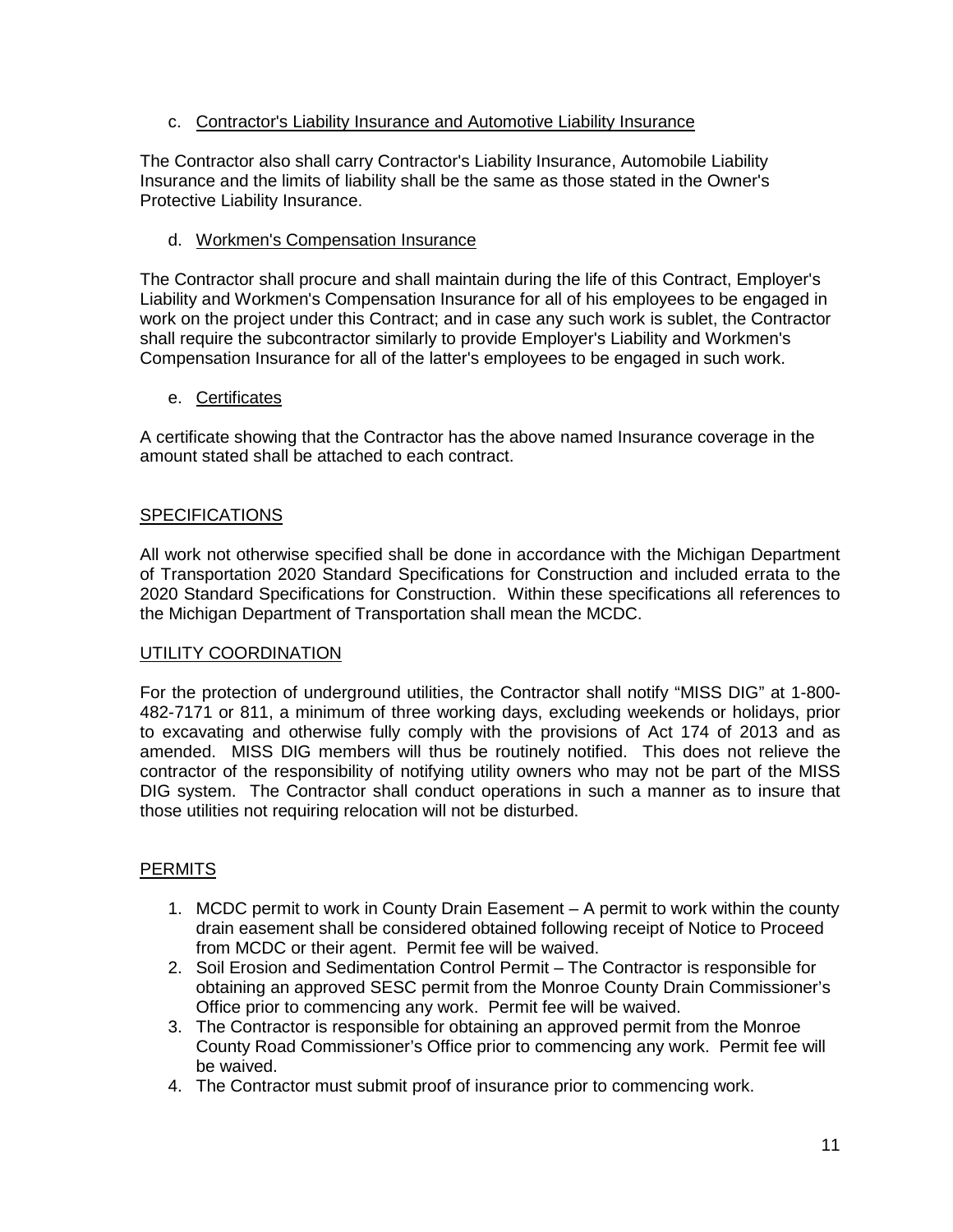c. <u>Contractor's Liability Insurance and Automotive Liability Insurance</u>

The Contractor also shall carry Contractor's Liability Insurance, Automobile Liability Insurance and the limits of liability shall be the same as those stated in the Owner's Protective Liability Insurance.

d. <u>Workmen's Compensation Insurance</u>

The Contractor shall procure and shall maintain during the life of this Contract, Employer's Liability and Workmen's Compensation Insurance for all of his employees to be engaged in work on the project under this Contract; and in case any such work is sublet, the Contractor shall require the subcontractor similarly to provide Employer's Liability and Workmen's Compensation Insurance for all of the latter's employees to be engaged in such work.

e. <u>Certificates</u>

A certificate showing that the Contractor has the above named Insurance coverage in the amount stated shall be attached to each contract.

## SPECIFICATIONS

All work not otherwise specified shall be done in accordance with the Michigan Department of Transportation 2020 Standard Specifications for Construction and included errata to the 2020 Standard Specifications for Construction. Within these specifications all references to the Michigan Department of Transportation shall mean the MCDC.

## UTILITY COORDINATION

For the protection of underground utilities, the Contractor shall notify "MISS DIG" at 1-800-482-7171 or 811, a minimum of three working days, excluding weekends or holidays, prior to excavating and otherwise fully comply with the provisions of Act 174 of 2013 and as amended. MISS DIG members will thus be routinely notified. This does not relieve the contractor of the responsibility of notifying utility owners who may not be part of the MISS DIG system. The Contractor shall conduct operations in such a manner as to insure that those utilities not requiring relocation will not be disturbed.

## PERMITS

1. MCDC permit to work in County Drain Easement – A permit to work within the county drain easement shall be considered obtained following receipt of Notice to Proceed from MCDC or their agent. Permit fee will be waived.
2. Soil Erosion and Sedimentation Control Permit – The Contractor is responsible for obtaining an approved SESC permit from the Monroe County Drain Commissioner's Office prior to commencing any work. Permit fee will be waived.
3. The Contractor is responsible for obtaining an approved permit from the Monroe County Road Commissioner's Office prior to commencing any work. Permit fee will be waived.
4. The Contractor must submit proof of insurance prior to commencing work.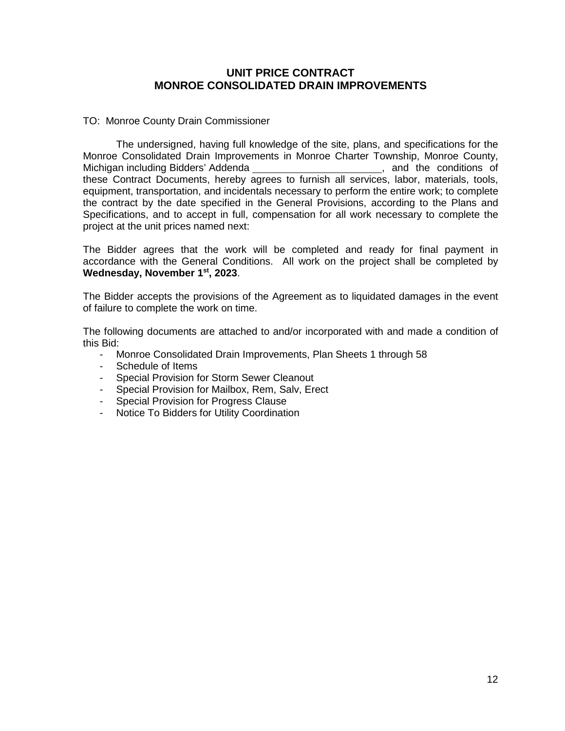# UNIT PRICE CONTRACT
# MONROE CONSOLIDATED DRAIN IMPROVEMENTS

TO: Monroe County Drain Commissioner

The undersigned, having full knowledge of the site, plans, and specifications for the Monroe Consolidated Drain Improvements in Monroe Charter Township, Monroe County, Michigan including Bidders' Addenda ______________________, and the conditions of these Contract Documents, hereby agrees to furnish all services, labor, materials, tools, equipment, transportation, and incidentals necessary to perform the entire work; to complete the contract by the date specified in the General Provisions, according to the Plans and Specifications, and to accept in full, compensation for all work necessary to complete the project at the unit prices named next:

The Bidder agrees that the work will be completed and ready for final payment in accordance with the General Conditions. All work on the project shall be completed by **Wednesday, November 1st, 2023**.

The Bidder accepts the provisions of the Agreement as to liquidated damages in the event of failure to complete the work on time.

The following documents are attached to and/or incorporated with and made a condition of this Bid:

- Monroe Consolidated Drain Improvements, Plan Sheets 1 through 58
- Schedule of Items
- Special Provision for Storm Sewer Cleanout
- Special Provision for Mailbox, Rem, Salv, Erect
- Special Provision for Progress Clause
- Notice To Bidders for Utility Coordination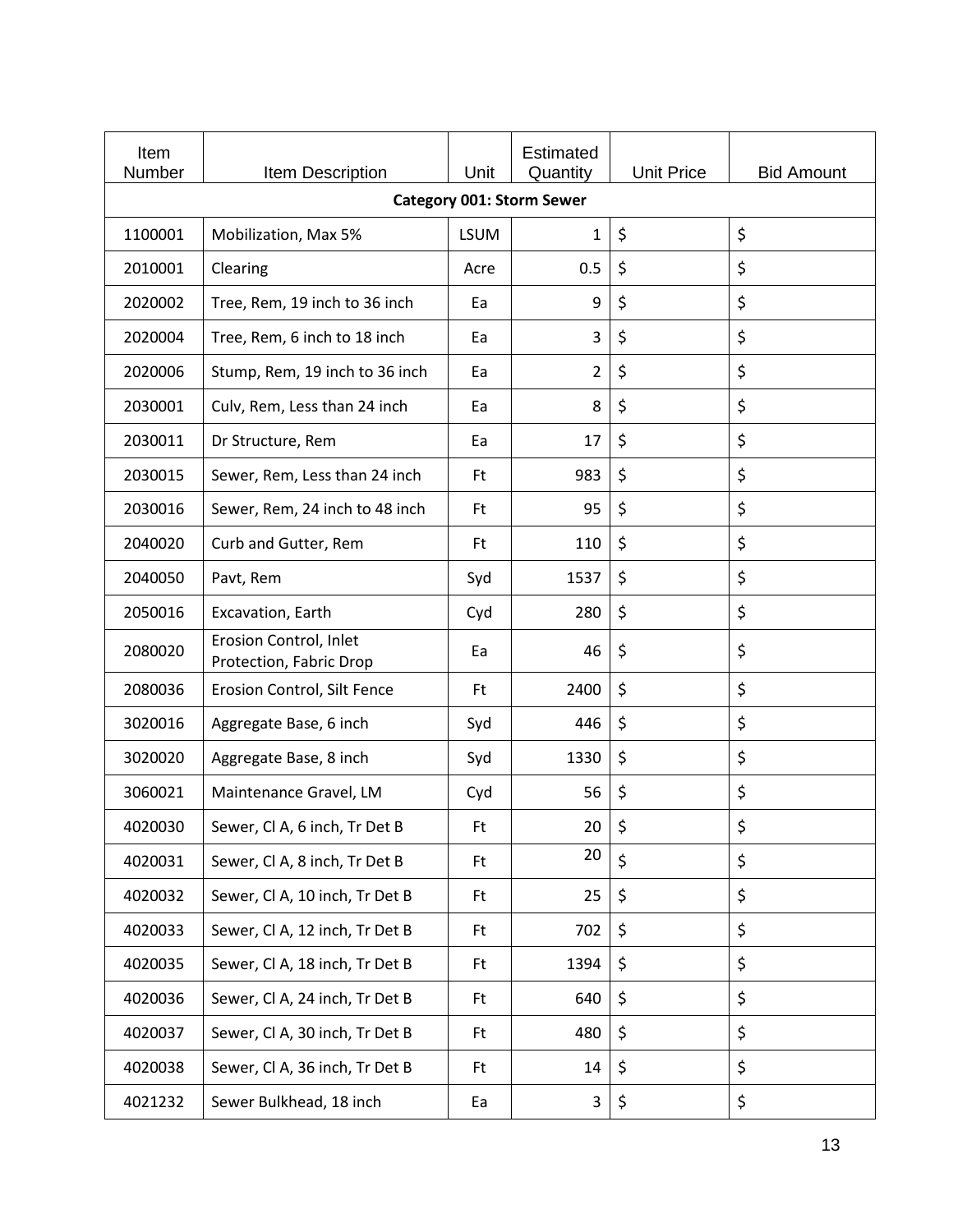| Item Number | Item Description | Unit | Estimated Quantity | Unit Price | Bid Amount |
|---|---|---|---|---|---|
| **Category 001: Storm Sewer** | | | | | |
| 1100001 | Mobilization, Max 5% | LSUM | 1 | $ | $ |
| 2010001 | Clearing | Acre | 0.5 | $ | $ |
| 2020002 | Tree, Rem, 19 inch to 36 inch | Ea | 9 | $ | $ |
| 2020004 | Tree, Rem, 6 inch to 18 inch | Ea | 3 | $ | $ |
| 2020006 | Stump, Rem, 19 inch to 36 inch | Ea | 2 | $ | $ |
| 2030001 | Culv, Rem, Less than 24 inch | Ea | 8 | $ | $ |
| 2030011 | Dr Structure, Rem | Ea | 17 | $ | $ |
| 2030015 | Sewer, Rem, Less than 24 inch | Ft | 983 | $ | $ |
| 2030016 | Sewer, Rem, 24 inch to 48 inch | Ft | 95 | $ | $ |
| 2040020 | Curb and Gutter, Rem | Ft | 110 | $ | $ |
| 2040050 | Pavt, Rem | Syd | 1537 | $ | $ |
| 2050016 | Excavation, Earth | Cyd | 280 | $ | $ |
| 2080020 | Erosion Control, Inlet Protection, Fabric Drop | Ea | 46 | $ | $ |
| 2080036 | Erosion Control, Silt Fence | Ft | 2400 | $ | $ |
| 3020016 | Aggregate Base, 6 inch | Syd | 446 | $ | $ |
| 3020020 | Aggregate Base, 8 inch | Syd | 1330 | $ | $ |
| 3060021 | Maintenance Gravel, LM | Cyd | 56 | $ | $ |
| 4020030 | Sewer, Cl A, 6 inch, Tr Det B | Ft | 20 | $ | $ |
| 4020031 | Sewer, Cl A, 8 inch, Tr Det B | Ft | 20 | $ | $ |
| 4020032 | Sewer, Cl A, 10 inch, Tr Det B | Ft | 25 | $ | $ |
| 4020033 | Sewer, Cl A, 12 inch, Tr Det B | Ft | 702 | $ | $ |
| 4020035 | Sewer, Cl A, 18 inch, Tr Det B | Ft | 1394 | $ | $ |
| 4020036 | Sewer, Cl A, 24 inch, Tr Det B | Ft | 640 | $ | $ |
| 4020037 | Sewer, Cl A, 30 inch, Tr Det B | Ft | 480 | $ | $ |
| 4020038 | Sewer, Cl A, 36 inch, Tr Det B | Ft | 14 | $ | $ |
| 4021232 | Sewer Bulkhead, 18 inch | Ea | 3 | $ | $ |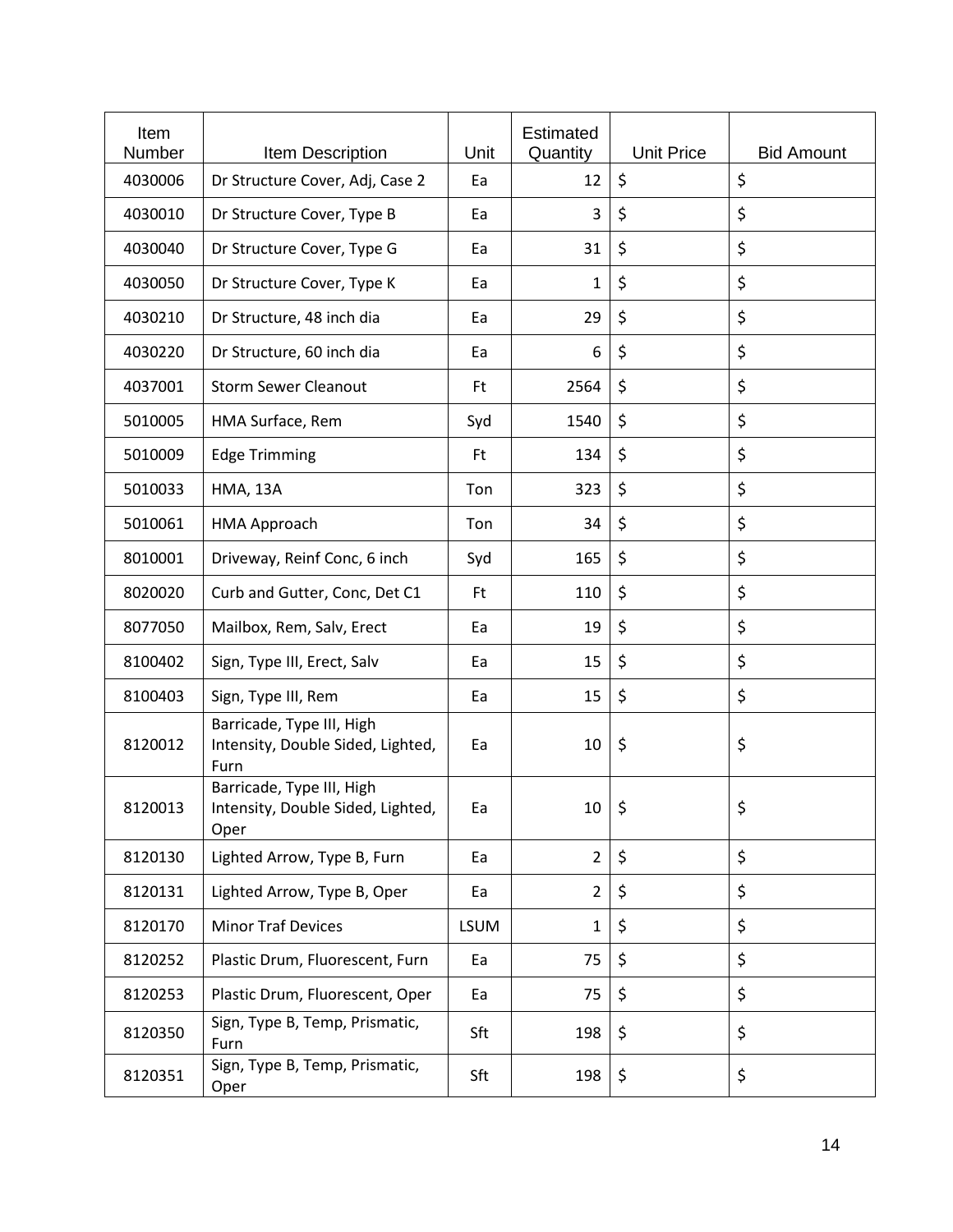| Item Number | Item Description | Unit | Estimated Quantity | Unit Price | Bid Amount |
|---|---|---|---|---|---|
| 4030006 | Dr Structure Cover, Adj, Case 2 | Ea | 12 | $ | $ |
| 4030010 | Dr Structure Cover, Type B | Ea | 3 | $ | $ |
| 4030040 | Dr Structure Cover, Type G | Ea | 31 | $ | $ |
| 4030050 | Dr Structure Cover, Type K | Ea | 1 | $ | $ |
| 4030210 | Dr Structure, 48 inch dia | Ea | 29 | $ | $ |
| 4030220 | Dr Structure, 60 inch dia | Ea | 6 | $ | $ |
| 4037001 | Storm Sewer Cleanout | Ft | 2564 | $ | $ |
| 5010005 | HMA Surface, Rem | Syd | 1540 | $ | $ |
| 5010009 | Edge Trimming | Ft | 134 | $ | $ |
| 5010033 | HMA, 13A | Ton | 323 | $ | $ |
| 5010061 | HMA Approach | Ton | 34 | $ | $ |
| 8010001 | Driveway, Reinf Conc, 6 inch | Syd | 165 | $ | $ |
| 8020020 | Curb and Gutter, Conc, Det C1 | Ft | 110 | $ | $ |
| 8077050 | Mailbox, Rem, Salv, Erect | Ea | 19 | $ | $ |
| 8100402 | Sign, Type III, Erect, Salv | Ea | 15 | $ | $ |
| 8100403 | Sign, Type III, Rem | Ea | 15 | $ | $ |
| 8120012 | Barricade, Type III, High Intensity, Double Sided, Lighted, Furn | Ea | 10 | $ | $ |
| 8120013 | Barricade, Type III, High Intensity, Double Sided, Lighted, Oper | Ea | 10 | $ | $ |
| 8120130 | Lighted Arrow, Type B, Furn | Ea | 2 | $ | $ |
| 8120131 | Lighted Arrow, Type B, Oper | Ea | 2 | $ | $ |
| 8120170 | Minor Traf Devices | LSUM | 1 | $ | $ |
| 8120252 | Plastic Drum, Fluorescent, Furn | Ea | 75 | $ | $ |
| 8120253 | Plastic Drum, Fluorescent, Oper | Ea | 75 | $ | $ |
| 8120350 | Sign, Type B, Temp, Prismatic, Furn | Sft | 198 | $ | $ |
| 8120351 | Sign, Type B, Temp, Prismatic, Oper | Sft | 198 | $ | $ |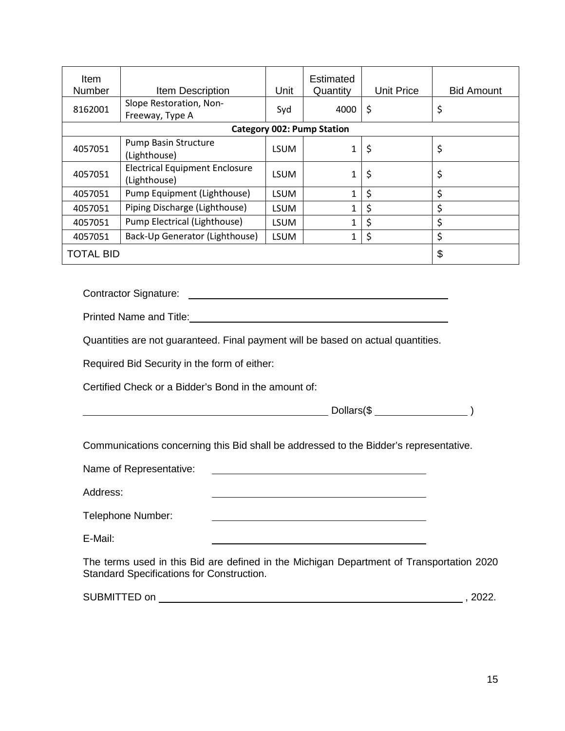| Item Number | Item Description | Unit | Estimated Quantity | Unit Price | Bid Amount |
|---|---|---|---|---|---|
| 8162001 | Slope Restoration, Non-Freeway, Type A | Syd | 4000 | $ | $ |
| **Category 002: Pump Station** | | | | | |
| 4057051 | Pump Basin Structure (Lighthouse) | LSUM | 1 | $ | $ |
| 4057051 | Electrical Equipment Enclosure (Lighthouse) | LSUM | 1 | $ | $ |
| 4057051 | Pump Equipment (Lighthouse) | LSUM | 1 | $ | $ |
| 4057051 | Piping Discharge (Lighthouse) | LSUM | 1 | $ | $ |
| 4057051 | Pump Electrical (Lighthouse) | LSUM | 1 | $ | $ |
| 4057051 | Back-Up Generator (Lighthouse) | LSUM | 1 | $ | $ |
| TOTAL BID | | | | | $ |

Contractor Signature: ______________________________________________

Printed Name and Title: ______________________________________________

Quantities are not guaranteed. Final payment will be based on actual quantities.

Required Bid Security in the form of either:

Certified Check or a Bidder's Bond in the amount of:

______________________________________________ Dollars($ ________________ )

Communications concerning this Bid shall be addressed to the Bidder's representative.

Name of Representative: ________________________________________

Address: ________________________________________

Telephone Number: ________________________________________

E-Mail: ________________________________________

The terms used in this Bid are defined in the Michigan Department of Transportation 2020 Standard Specifications for Construction.

SUBMITTED on ________________________________________________________ , 2022.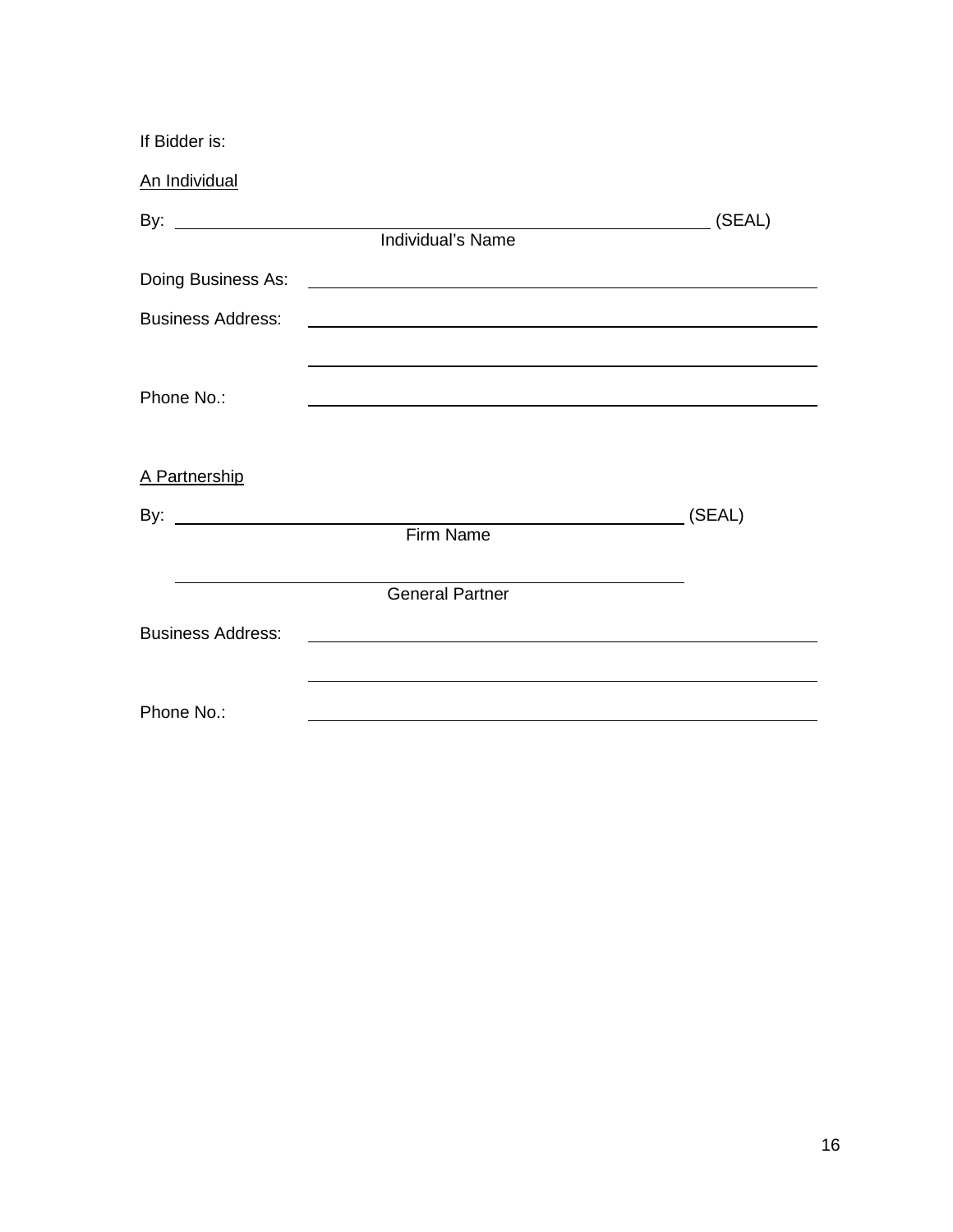If Bidder is:

An Individual

By: \_\_\_\_\_\_\_\_\_\_\_\_\_\_\_\_\_\_\_\_\_\_\_\_\_\_\_\_\_\_\_\_\_\_\_\_\_\_\_\_\_\_\_\_\_\_\_\_ (SEAL)
Individual’s Name

Doing Business As: \_\_\_\_\_\_\_\_\_\_\_\_\_\_\_\_\_\_\_\_\_\_\_\_\_\_\_\_\_\_\_\_\_\_\_\_\_\_\_\_\_\_\_\_\_\_\_\_

Business Address: \_\_\_\_\_\_\_\_\_\_\_\_\_\_\_\_\_\_\_\_\_\_\_\_\_\_\_\_\_\_\_\_\_\_\_\_\_\_\_\_\_\_\_\_\_\_\_\_

\_\_\_\_\_\_\_\_\_\_\_\_\_\_\_\_\_\_\_\_\_\_\_\_\_\_\_\_\_\_\_\_\_\_\_\_\_\_\_\_\_\_\_\_\_\_\_\_

Phone No.: \_\_\_\_\_\_\_\_\_\_\_\_\_\_\_\_\_\_\_\_\_\_\_\_\_\_\_\_\_\_\_\_\_\_\_\_\_\_\_\_\_\_\_\_\_\_\_\_

A Partnership

By: \_\_\_\_\_\_\_\_\_\_\_\_\_\_\_\_\_\_\_\_\_\_\_\_\_\_\_\_\_\_\_\_\_\_\_\_\_\_\_\_\_\_\_\_\_\_\_\_ (SEAL)
Firm Name

\_\_\_\_\_\_\_\_\_\_\_\_\_\_\_\_\_\_\_\_\_\_\_\_\_\_\_\_\_\_\_\_\_\_\_\_\_\_\_\_\_\_\_\_\_\_\_\_
General Partner

Business Address: \_\_\_\_\_\_\_\_\_\_\_\_\_\_\_\_\_\_\_\_\_\_\_\_\_\_\_\_\_\_\_\_\_\_\_\_\_\_\_\_\_\_\_\_\_\_\_\_

\_\_\_\_\_\_\_\_\_\_\_\_\_\_\_\_\_\_\_\_\_\_\_\_\_\_\_\_\_\_\_\_\_\_\_\_\_\_\_\_\_\_\_\_\_\_\_\_

Phone No.: \_\_\_\_\_\_\_\_\_\_\_\_\_\_\_\_\_\_\_\_\_\_\_\_\_\_\_\_\_\_\_\_\_\_\_\_\_\_\_\_\_\_\_\_\_\_\_\_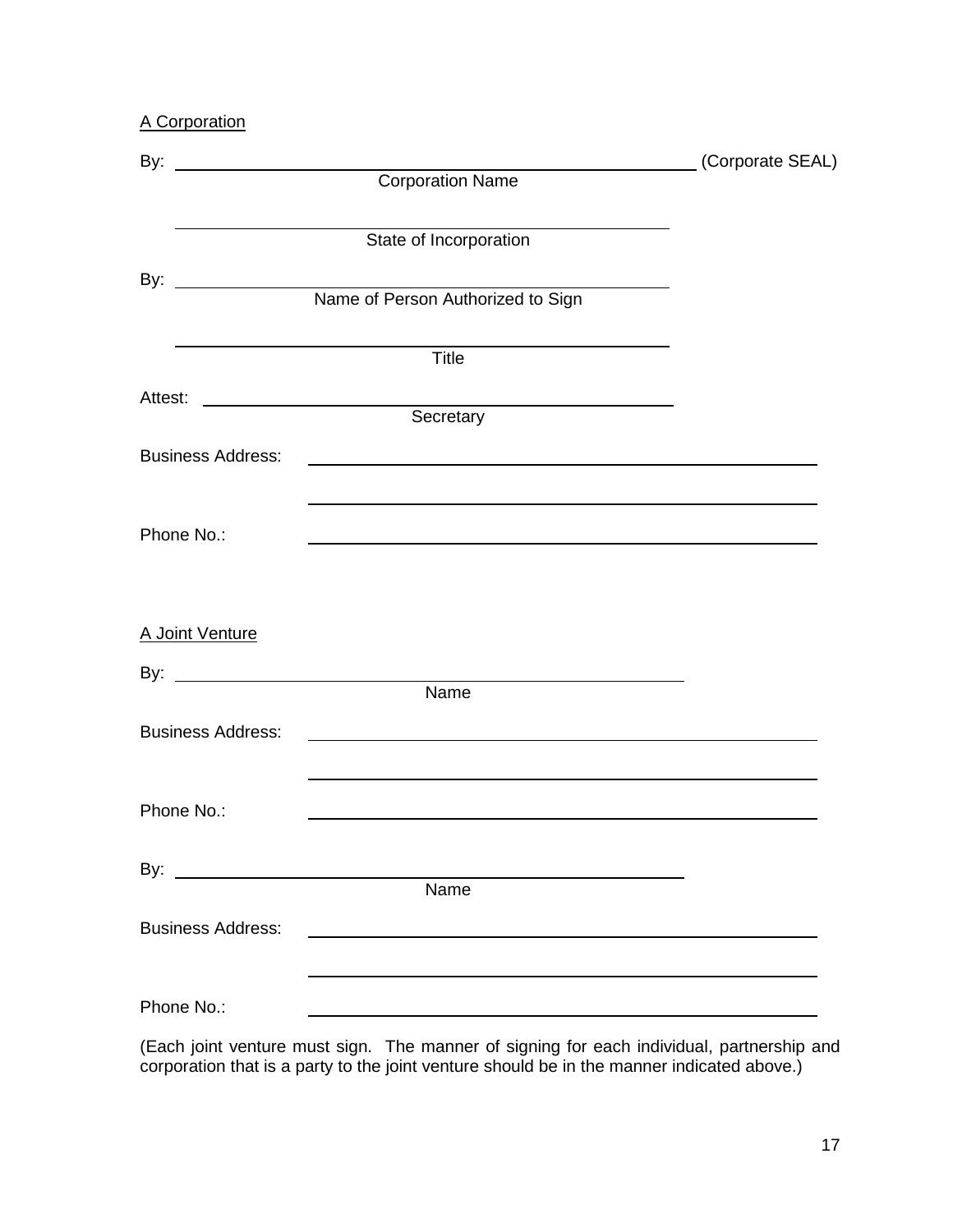A Corporation

By: ______________________________________________ (Corporate SEAL)
Corporation Name

______________________________________________
State of Incorporation

By: ______________________________________________
Name of Person Authorized to Sign

______________________________________________
Title

Attest: ______________________________________________
Secretary

Business Address: ______________________________________________

______________________________________________

Phone No.: ______________________________________________

A Joint Venture

By: ______________________________________________
Name

Business Address: ______________________________________________

______________________________________________

Phone No.: ______________________________________________

By: ______________________________________________
Name

Business Address: ______________________________________________

______________________________________________

Phone No.: ______________________________________________

(Each joint venture must sign. The manner of signing for each individual, partnership and corporation that is a party to the joint venture should be in the manner indicated above.)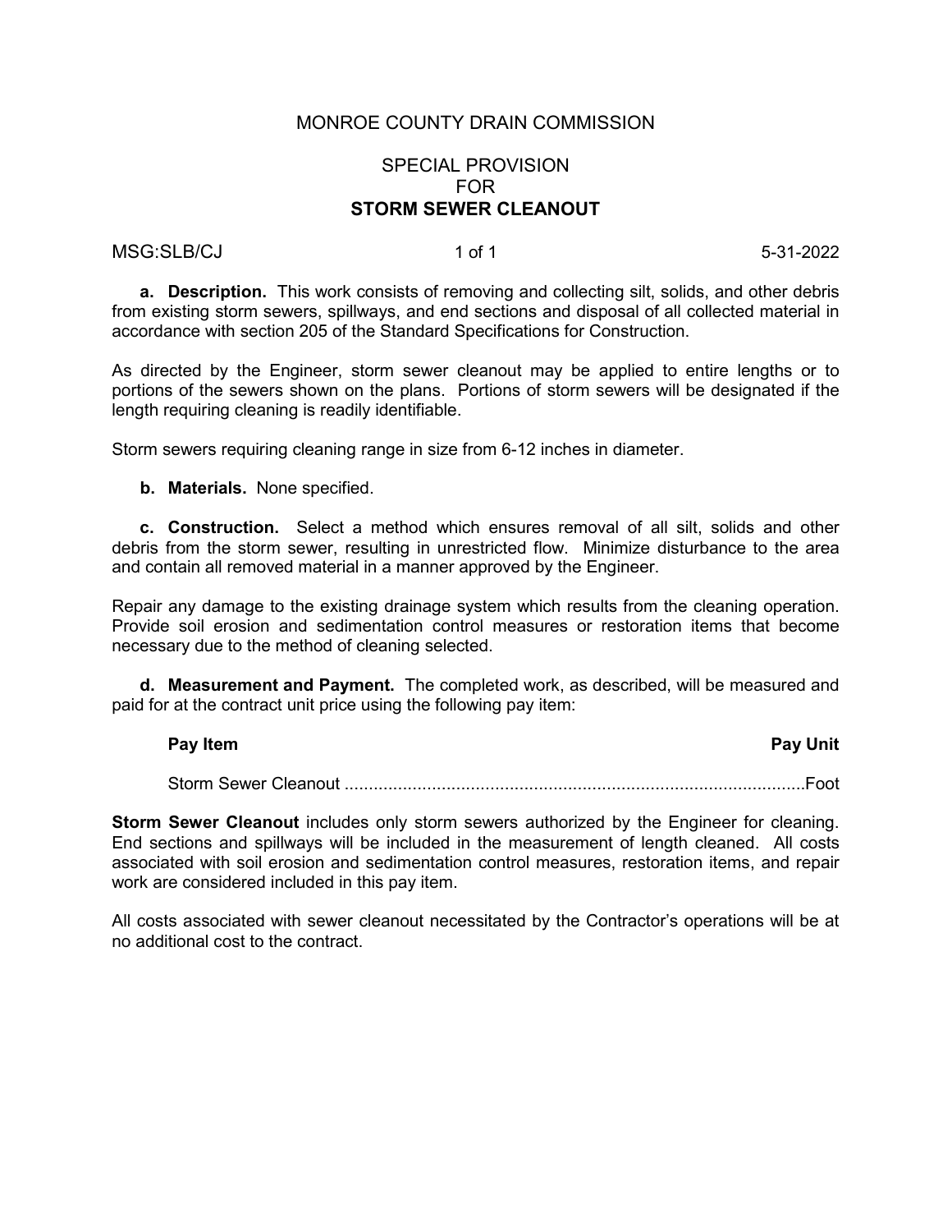MONROE COUNTY DRAIN COMMISSION

SPECIAL PROVISION
FOR
**STORM SEWER CLEANOUT**

MSG:SLB/CJ 5-31-2022

**a. Description.** This work consists of removing and collecting silt, solids, and other debris from existing storm sewers, spillways, and end sections and disposal of all collected material in accordance with section 205 of the Standard Specifications for Construction.

As directed by the Engineer, storm sewer cleanout may be applied to entire lengths or to portions of the sewers shown on the plans. Portions of storm sewers will be designated if the length requiring cleaning is readily identifiable.

Storm sewers requiring cleaning range in size from 6-12 inches in diameter.

**b. Materials.** None specified.

**c. Construction.** Select a method which ensures removal of all silt, solids and other debris from the storm sewer, resulting in unrestricted flow. Minimize disturbance to the area and contain all removed material in a manner approved by the Engineer.

Repair any damage to the existing drainage system which results from the cleaning operation. Provide soil erosion and sedimentation control measures or restoration items that become necessary due to the method of cleaning selected.

**d. Measurement and Payment.** The completed work, as described, will be measured and paid for at the contract unit price using the following pay item:

| **Pay Item** | **Pay Unit** |
|---|---|
| Storm Sewer Cleanout | Foot |

**Storm Sewer Cleanout** includes only storm sewers authorized by the Engineer for cleaning. End sections and spillways will be included in the measurement of length cleaned. All costs associated with soil erosion and sedimentation control measures, restoration items, and repair work are considered included in this pay item.

All costs associated with sewer cleanout necessitated by the Contractor's operations will be at no additional cost to the contract.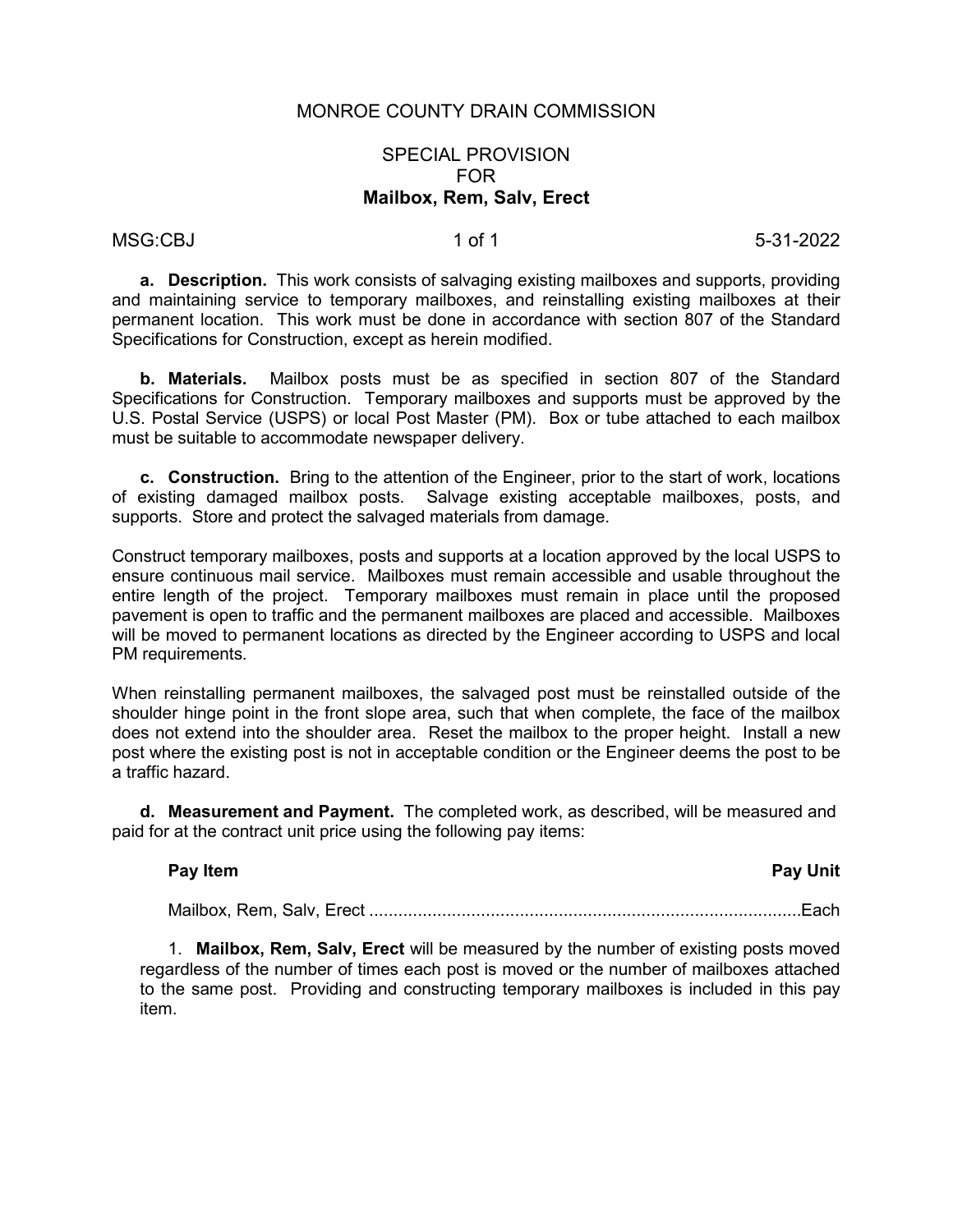MONROE COUNTY DRAIN COMMISSION

SPECIAL PROVISION
FOR
**Mailbox, Rem, Salv, Erect**

MSG:CBJ 5-31-2022

**a. Description.** This work consists of salvaging existing mailboxes and supports, providing and maintaining service to temporary mailboxes, and reinstalling existing mailboxes at their permanent location. This work must be done in accordance with section 807 of the Standard Specifications for Construction, except as herein modified.

**b. Materials.** Mailbox posts must be as specified in section 807 of the Standard Specifications for Construction. Temporary mailboxes and supports must be approved by the U.S. Postal Service (USPS) or local Post Master (PM). Box or tube attached to each mailbox must be suitable to accommodate newspaper delivery.

**c. Construction.** Bring to the attention of the Engineer, prior to the start of work, locations of existing damaged mailbox posts. Salvage existing acceptable mailboxes, posts, and supports. Store and protect the salvaged materials from damage.

Construct temporary mailboxes, posts and supports at a location approved by the local USPS to ensure continuous mail service. Mailboxes must remain accessible and usable throughout the entire length of the project. Temporary mailboxes must remain in place until the proposed pavement is open to traffic and the permanent mailboxes are placed and accessible. Mailboxes will be moved to permanent locations as directed by the Engineer according to USPS and local PM requirements.

When reinstalling permanent mailboxes, the salvaged post must be reinstalled outside of the shoulder hinge point in the front slope area, such that when complete, the face of the mailbox does not extend into the shoulder area. Reset the mailbox to the proper height. Install a new post where the existing post is not in acceptable condition or the Engineer deems the post to be a traffic hazard.

**d. Measurement and Payment.** The completed work, as described, will be measured and paid for at the contract unit price using the following pay items:

| **Pay Item** | **Pay Unit** |
|---|---|
| Mailbox, Rem, Salv, Erect | Each |

1. **Mailbox, Rem, Salv, Erect** will be measured by the number of existing posts moved regardless of the number of times each post is moved or the number of mailboxes attached to the same post. Providing and constructing temporary mailboxes is included in this pay item.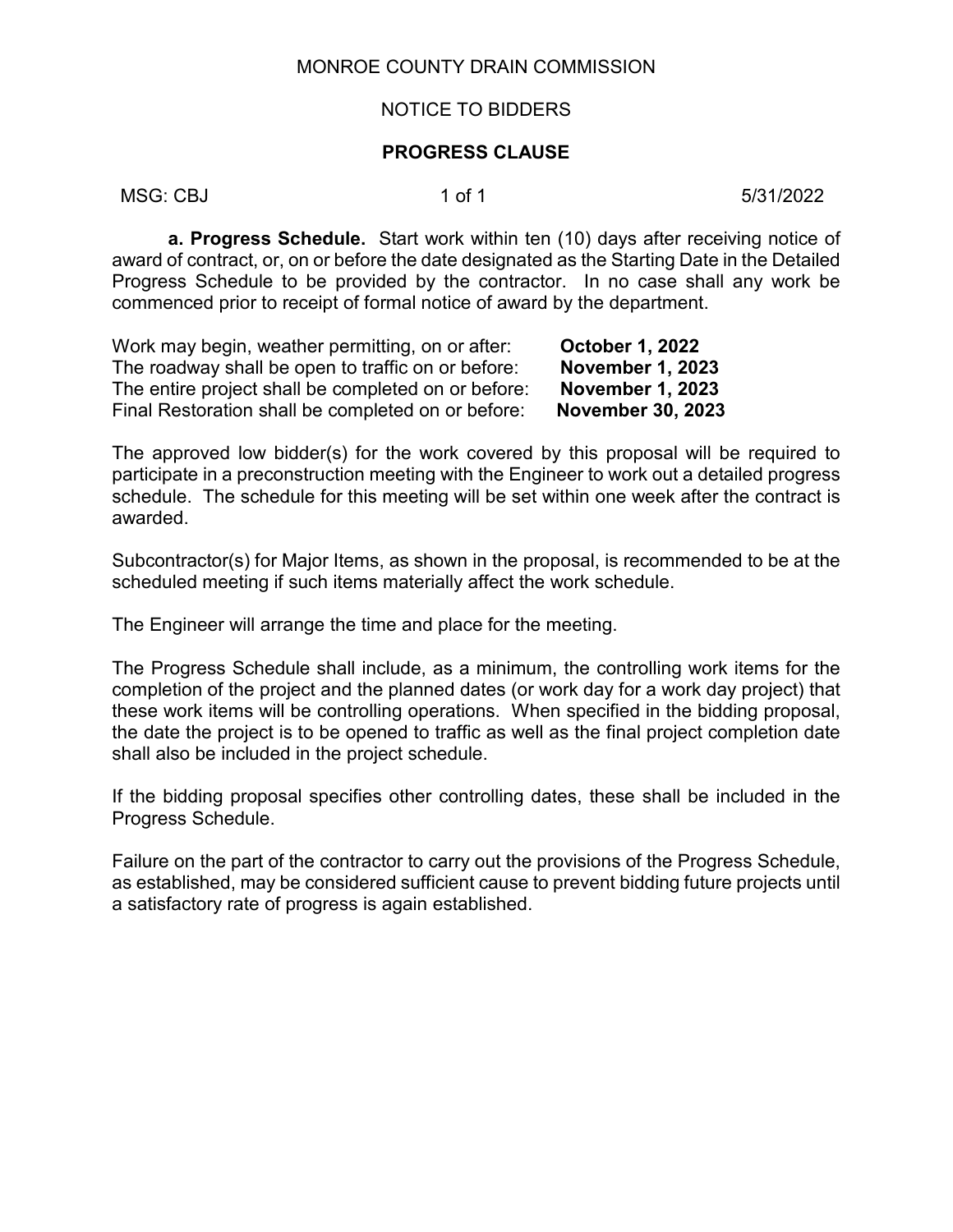MONROE COUNTY DRAIN COMMISSION

NOTICE TO BIDDERS

**PROGRESS CLAUSE**

MSG: CBJ 5/31/2022

**a. Progress Schedule.** Start work within ten (10) days after receiving notice of award of contract, or, on or before the date designated as the Starting Date in the Detailed Progress Schedule to be provided by the contractor. In no case shall any work be commenced prior to receipt of formal notice of award by the department.

Work may begin, weather permitting, on or after: **October 1, 2022**
The roadway shall be open to traffic on or before: **November 1, 2023**
The entire project shall be completed on or before: **November 1, 2023**
Final Restoration shall be completed on or before: **November 30, 2023**

The approved low bidder(s) for the work covered by this proposal will be required to participate in a preconstruction meeting with the Engineer to work out a detailed progress schedule. The schedule for this meeting will be set within one week after the contract is awarded.

Subcontractor(s) for Major Items, as shown in the proposal, is recommended to be at the scheduled meeting if such items materially affect the work schedule.

The Engineer will arrange the time and place for the meeting.

The Progress Schedule shall include, as a minimum, the controlling work items for the completion of the project and the planned dates (or work day for a work day project) that these work items will be controlling operations. When specified in the bidding proposal, the date the project is to be opened to traffic as well as the final project completion date shall also be included in the project schedule.

If the bidding proposal specifies other controlling dates, these shall be included in the Progress Schedule.

Failure on the part of the contractor to carry out the provisions of the Progress Schedule, as established, may be considered sufficient cause to prevent bidding future projects until a satisfactory rate of progress is again established.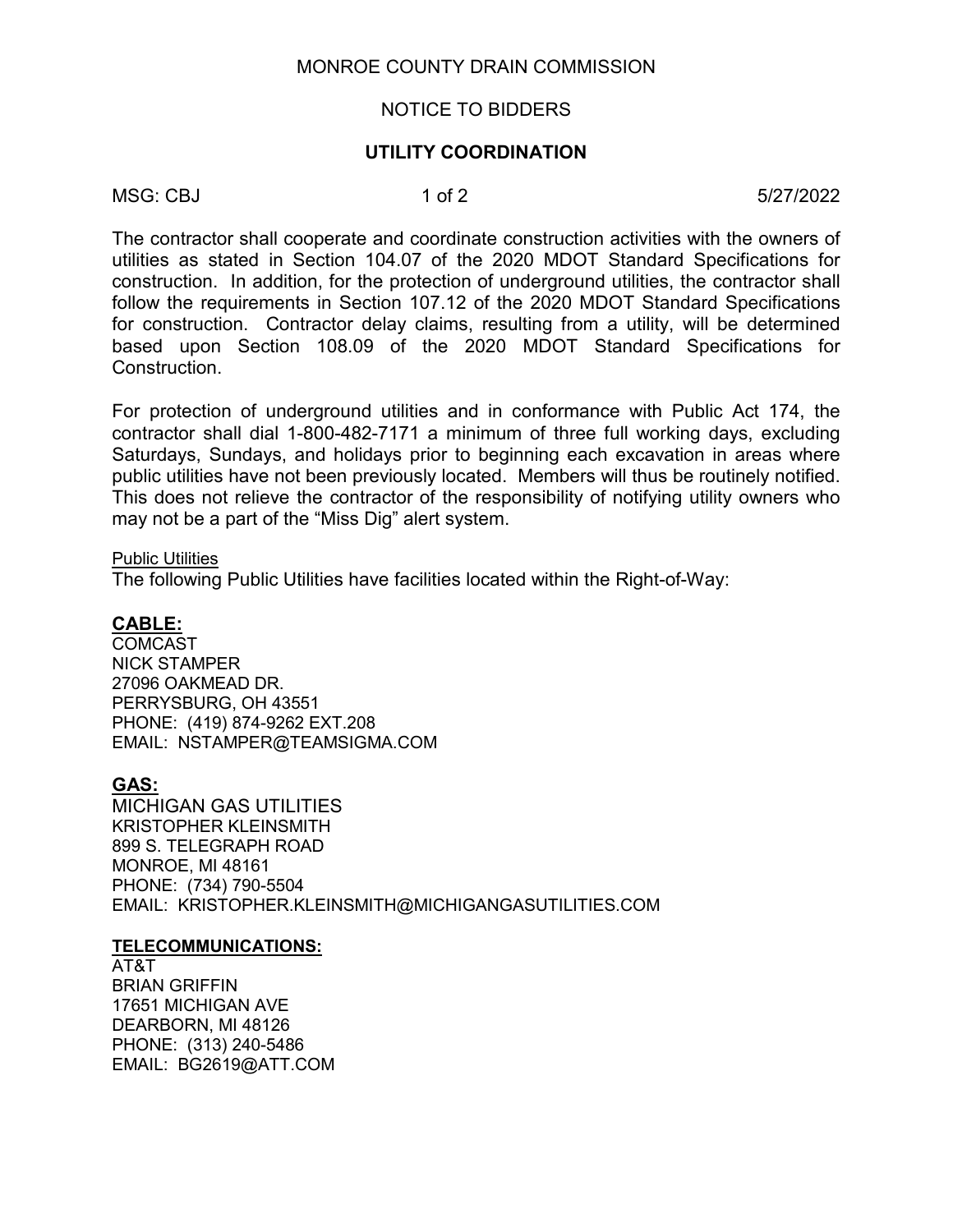MONROE COUNTY DRAIN COMMISSION

NOTICE TO BIDDERS

**UTILITY COORDINATION**

MSG: CBJ 5/27/2022

The contractor shall cooperate and coordinate construction activities with the owners of utilities as stated in Section 104.07 of the 2020 MDOT Standard Specifications for construction. In addition, for the protection of underground utilities, the contractor shall follow the requirements in Section 107.12 of the 2020 MDOT Standard Specifications for construction. Contractor delay claims, resulting from a utility, will be determined based upon Section 108.09 of the 2020 MDOT Standard Specifications for Construction.

For protection of underground utilities and in conformance with Public Act 174, the contractor shall dial 1-800-482-7171 a minimum of three full working days, excluding Saturdays, Sundays, and holidays prior to beginning each excavation in areas where public utilities have not been previously located. Members will thus be routinely notified. This does not relieve the contractor of the responsibility of notifying utility owners who may not be a part of the "Miss Dig" alert system.

Public Utilities

The following Public Utilities have facilities located within the Right-of-Way:

**CABLE:**

COMCAST
NICK STAMPER
27096 OAKMEAD DR.
PERRYSBURG, OH 43551
PHONE: (419) 874-9262 EXT.208
EMAIL: NSTAMPER@TEAMSIGMA.COM

**GAS:**

MICHIGAN GAS UTILITIES
KRISTOPHER KLEINSMITH
899 S. TELEGRAPH ROAD
MONROE, MI 48161
PHONE: (734) 790-5504
EMAIL: KRISTOPHER.KLEINSMITH@MICHIGANGASUTILITIES.COM

**TELECOMMUNICATIONS:**

AT&T
BRIAN GRIFFIN
17651 MICHIGAN AVE
DEARBORN, MI 48126
PHONE: (313) 240-5486
EMAIL: BG2619@ATT.COM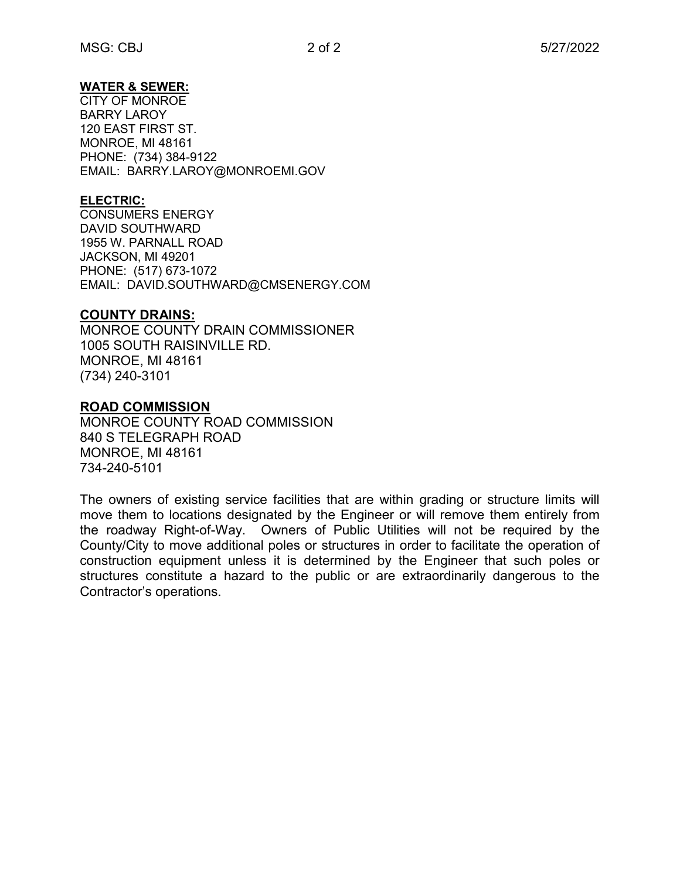**WATER & SEWER:**

CITY OF MONROE
BARRY LAROY
120 EAST FIRST ST.
MONROE, MI 48161
PHONE: (734) 384-9122
EMAIL: BARRY.LAROY@MONROEMI.GOV

**ELECTRIC:**

CONSUMERS ENERGY
DAVID SOUTHWARD
1955 W. PARNALL ROAD
JACKSON, MI 49201
PHONE: (517) 673-1072
EMAIL: DAVID.SOUTHWARD@CMSENERGY.COM

**COUNTY DRAINS:**

MONROE COUNTY DRAIN COMMISSIONER
1005 SOUTH RAISINVILLE RD.
MONROE, MI 48161
(734) 240-3101

**ROAD COMMISSION**

MONROE COUNTY ROAD COMMISSION
840 S TELEGRAPH ROAD
MONROE, MI 48161
734-240-5101

The owners of existing service facilities that are within grading or structure limits will move them to locations designated by the Engineer or will remove them entirely from the roadway Right-of-Way. Owners of Public Utilities will not be required by the County/City to move additional poles or structures in order to facilitate the operation of construction equipment unless it is determined by the Engineer that such poles or structures constitute a hazard to the public or are extraordinarily dangerous to the Contractor's operations.